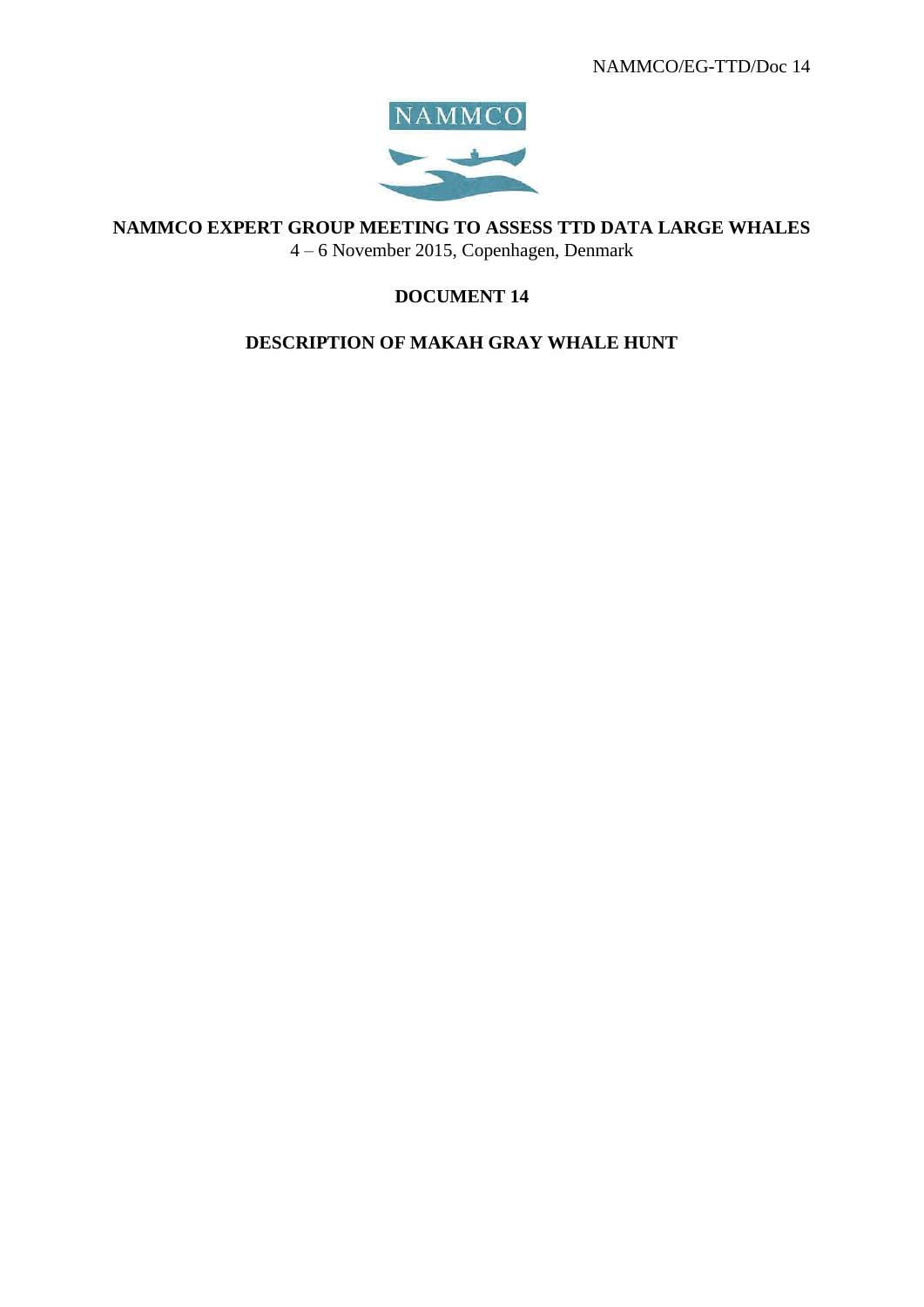NAMMCO/EG-TTD/Doc 14

NAMMCO

**NAMMCO EXPERT GROUP MEETING TO ASSESS TTD DATA LARGE WHALES**

4 – 6 November 2015, Copenhagen, Denmark

**DOCUMENT 14**

**DESCRIPTION OF MAKAH GRAY WHALE HUNT**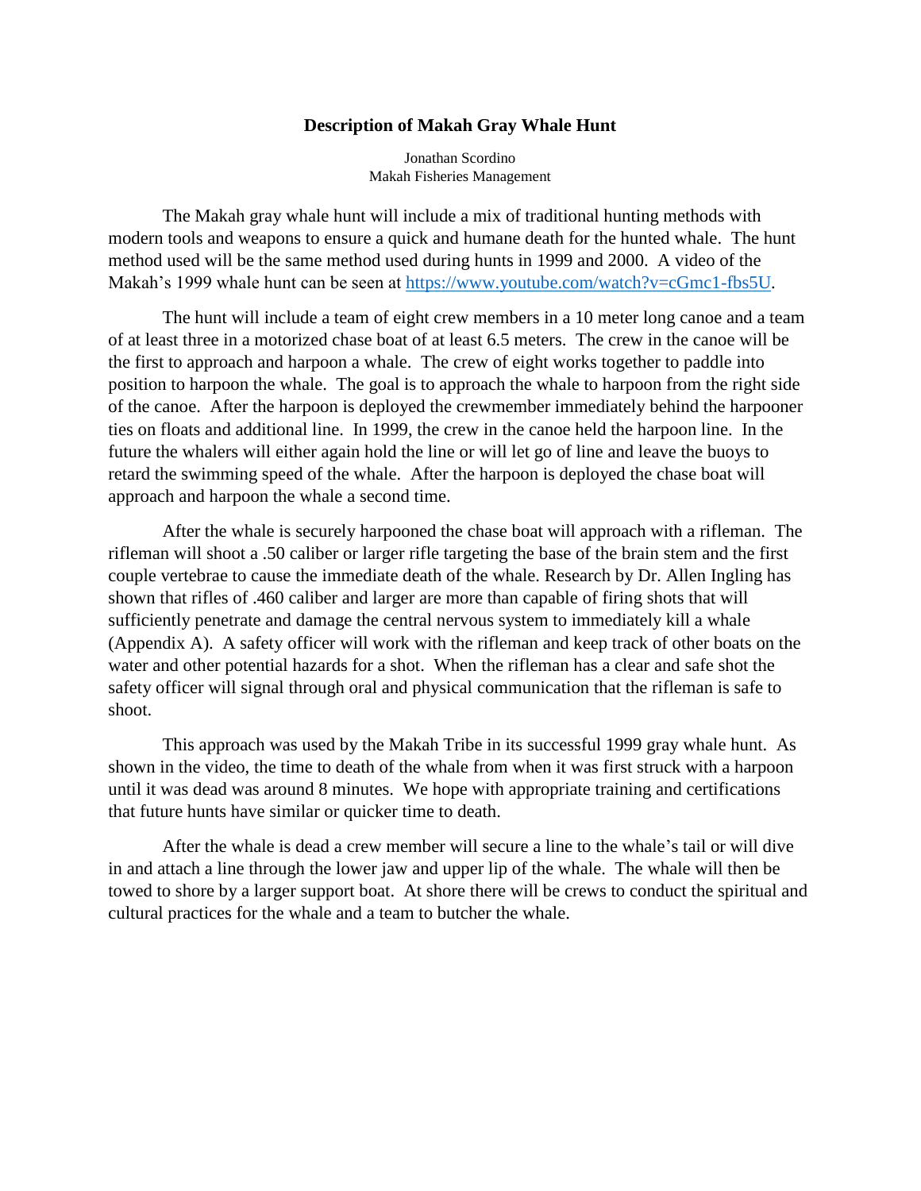# Description of Makah Gray Whale Hunt

Jonathan Scordino
Makah Fisheries Management

The Makah gray whale hunt will include a mix of traditional hunting methods with modern tools and weapons to ensure a quick and humane death for the hunted whale. The hunt method used will be the same method used during hunts in 1999 and 2000. A video of the Makah's 1999 whale hunt can be seen at [https://www.youtube.com/watch?v=cGmc1-fbs5U](https://www.youtube.com/watch?v=cGmc1-fbs5U).

The hunt will include a team of eight crew members in a 10 meter long canoe and a team of at least three in a motorized chase boat of at least 6.5 meters. The crew in the canoe will be the first to approach and harpoon a whale. The crew of eight works together to paddle into position to harpoon the whale. The goal is to approach the whale to harpoon from the right side of the canoe. After the harpoon is deployed the crewmember immediately behind the harpooner ties on floats and additional line. In 1999, the crew in the canoe held the harpoon line. In the future the whalers will either again hold the line or will let go of line and leave the buoys to retard the swimming speed of the whale. After the harpoon is deployed the chase boat will approach and harpoon the whale a second time.

After the whale is securely harpooned the chase boat will approach with a rifleman. The rifleman will shoot a .50 caliber or larger rifle targeting the base of the brain stem and the first couple vertebrae to cause the immediate death of the whale. Research by Dr. Allen Ingling has shown that rifles of .460 caliber and larger are more than capable of firing shots that will sufficiently penetrate and damage the central nervous system to immediately kill a whale (Appendix A). A safety officer will work with the rifleman and keep track of other boats on the water and other potential hazards for a shot. When the rifleman has a clear and safe shot the safety officer will signal through oral and physical communication that the rifleman is safe to shoot.

This approach was used by the Makah Tribe in its successful 1999 gray whale hunt. As shown in the video, the time to death of the whale from when it was first struck with a harpoon until it was dead was around 8 minutes. We hope with appropriate training and certifications that future hunts have similar or quicker time to death.

After the whale is dead a crew member will secure a line to the whale's tail or will dive in and attach a line through the lower jaw and upper lip of the whale. The whale will then be towed to shore by a larger support boat. At shore there will be crews to conduct the spiritual and cultural practices for the whale and a team to butcher the whale.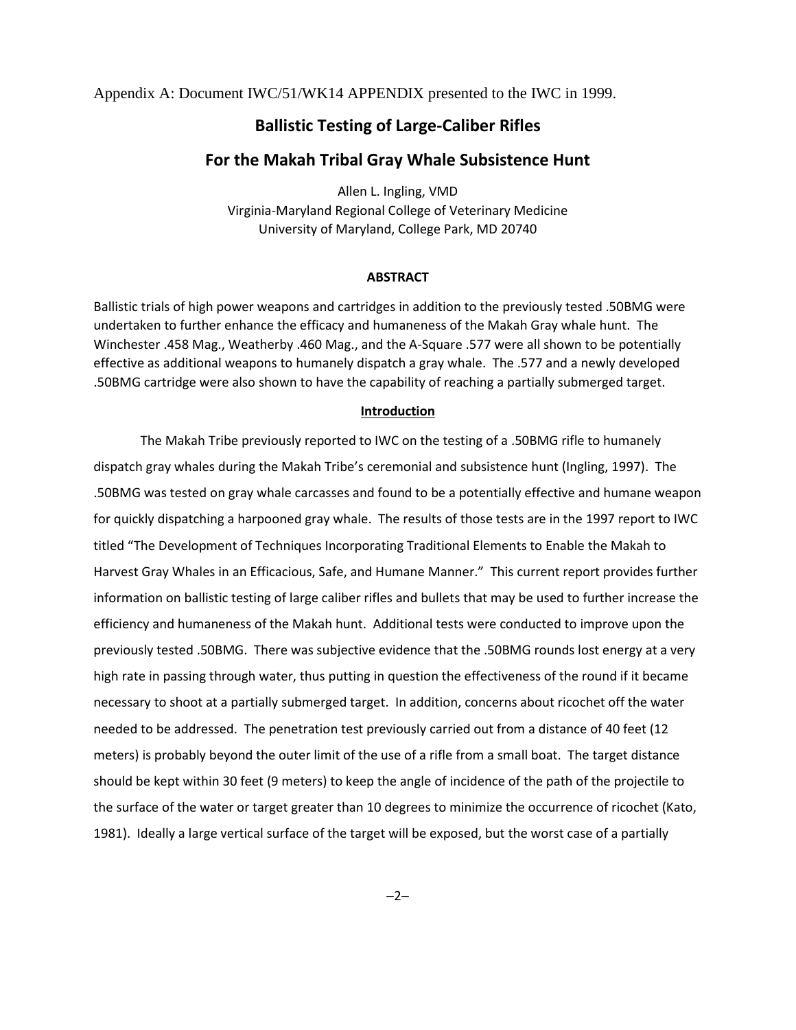Appendix A: Document IWC/51/WK14 APPENDIX presented to the IWC in 1999.

# Ballistic Testing of Large-Caliber Rifles

# For the Makah Tribal Gray Whale Subsistence Hunt

Allen L. Ingling, VMD
Virginia-Maryland Regional College of Veterinary Medicine
University of Maryland, College Park, MD 20740

## ABSTRACT

Ballistic trials of high power weapons and cartridges in addition to the previously tested .50BMG were undertaken to further enhance the efficacy and humaneness of the Makah Gray whale hunt. The Winchester .458 Mag., Weatherby .460 Mag., and the A-Square .577 were all shown to be potentially effective as additional weapons to humanely dispatch a gray whale. The .577 and a newly developed .50BMG cartridge were also shown to have the capability of reaching a partially submerged target.

## Introduction

The Makah Tribe previously reported to IWC on the testing of a .50BMG rifle to humanely dispatch gray whales during the Makah Tribe's ceremonial and subsistence hunt (Ingling, 1997). The .50BMG was tested on gray whale carcasses and found to be a potentially effective and humane weapon for quickly dispatching a harpooned gray whale. The results of those tests are in the 1997 report to IWC titled "The Development of Techniques Incorporating Traditional Elements to Enable the Makah to Harvest Gray Whales in an Efficacious, Safe, and Humane Manner." This current report provides further information on ballistic testing of large caliber rifles and bullets that may be used to further increase the efficiency and humaneness of the Makah hunt. Additional tests were conducted to improve upon the previously tested .50BMG. There was subjective evidence that the .50BMG rounds lost energy at a very high rate in passing through water, thus putting in question the effectiveness of the round if it became necessary to shoot at a partially submerged target. In addition, concerns about ricochet off the water needed to be addressed. The penetration test previously carried out from a distance of 40 feet (12 meters) is probably beyond the outer limit of the use of a rifle from a small boat. The target distance should be kept within 30 feet (9 meters) to keep the angle of incidence of the path of the projectile to the surface of the water or target greater than 10 degrees to minimize the occurrence of ricochet (Kato, 1981). Ideally a large vertical surface of the target will be exposed, but the worst case of a partially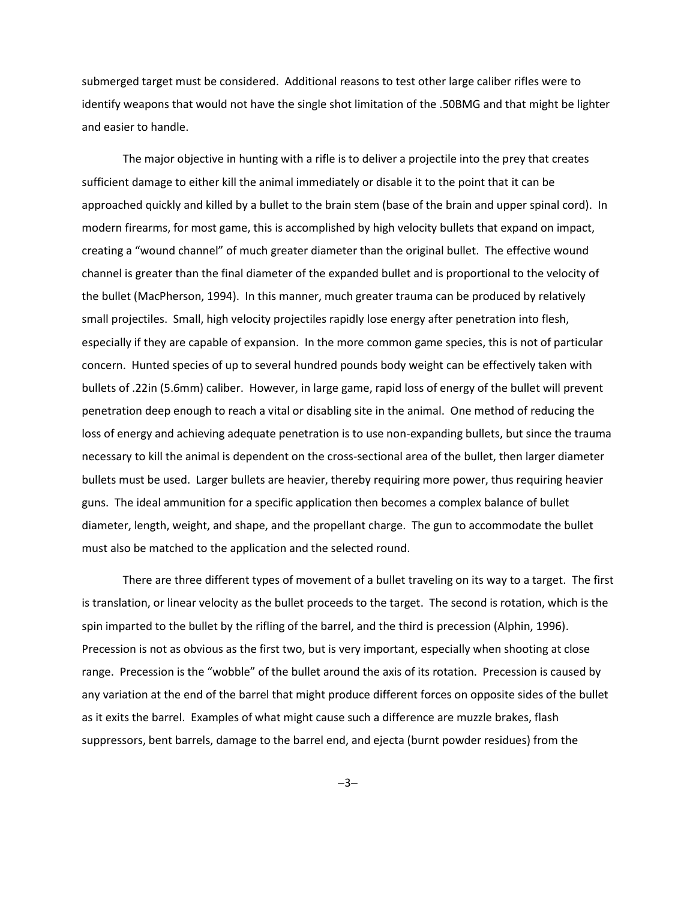submerged target must be considered. Additional reasons to test other large caliber rifles were to identify weapons that would not have the single shot limitation of the .50BMG and that might be lighter and easier to handle.

The major objective in hunting with a rifle is to deliver a projectile into the prey that creates sufficient damage to either kill the animal immediately or disable it to the point that it can be approached quickly and killed by a bullet to the brain stem (base of the brain and upper spinal cord). In modern firearms, for most game, this is accomplished by high velocity bullets that expand on impact, creating a "wound channel" of much greater diameter than the original bullet. The effective wound channel is greater than the final diameter of the expanded bullet and is proportional to the velocity of the bullet (MacPherson, 1994). In this manner, much greater trauma can be produced by relatively small projectiles. Small, high velocity projectiles rapidly lose energy after penetration into flesh, especially if they are capable of expansion. In the more common game species, this is not of particular concern. Hunted species of up to several hundred pounds body weight can be effectively taken with bullets of .22in (5.6mm) caliber. However, in large game, rapid loss of energy of the bullet will prevent penetration deep enough to reach a vital or disabling site in the animal. One method of reducing the loss of energy and achieving adequate penetration is to use non-expanding bullets, but since the trauma necessary to kill the animal is dependent on the cross-sectional area of the bullet, then larger diameter bullets must be used. Larger bullets are heavier, thereby requiring more power, thus requiring heavier guns. The ideal ammunition for a specific application then becomes a complex balance of bullet diameter, length, weight, and shape, and the propellant charge. The gun to accommodate the bullet must also be matched to the application and the selected round.

There are three different types of movement of a bullet traveling on its way to a target. The first is translation, or linear velocity as the bullet proceeds to the target. The second is rotation, which is the spin imparted to the bullet by the rifling of the barrel, and the third is precession (Alphin, 1996). Precession is not as obvious as the first two, but is very important, especially when shooting at close range. Precession is the "wobble" of the bullet around the axis of its rotation. Precession is caused by any variation at the end of the barrel that might produce different forces on opposite sides of the bullet as it exits the barrel. Examples of what might cause such a difference are muzzle brakes, flash suppressors, bent barrels, damage to the barrel end, and ejecta (burnt powder residues) from the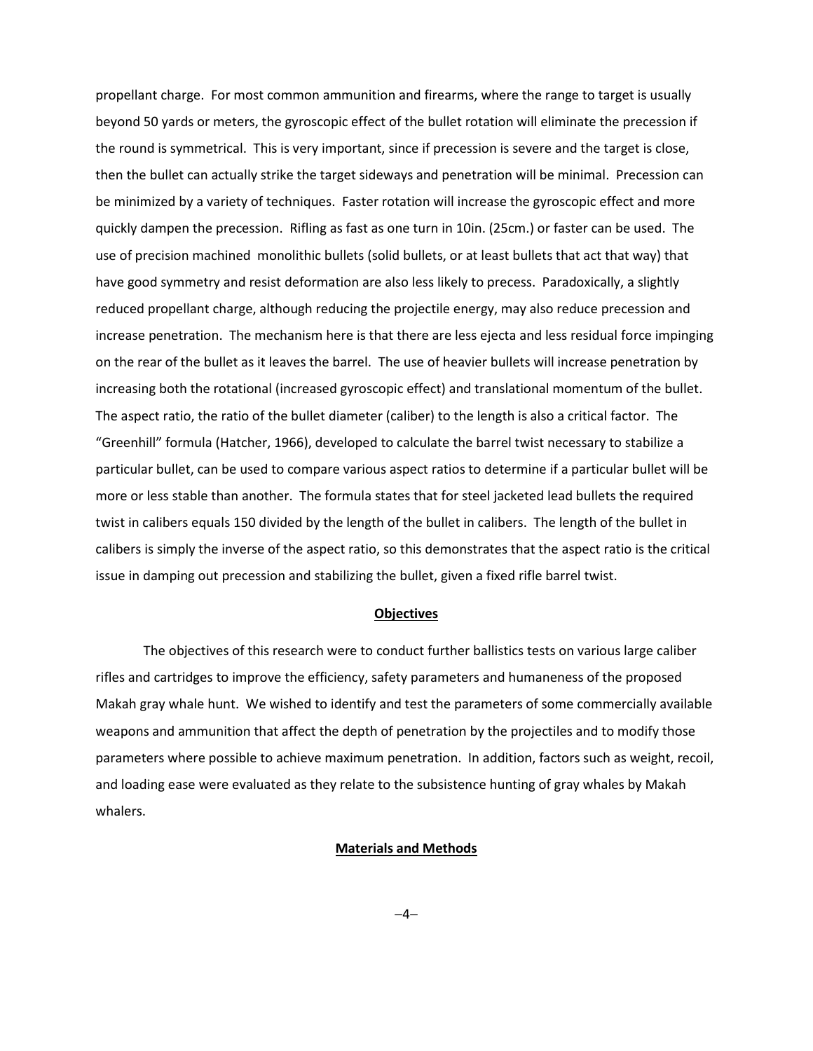propellant charge. For most common ammunition and firearms, where the range to target is usually beyond 50 yards or meters, the gyroscopic effect of the bullet rotation will eliminate the precession if the round is symmetrical. This is very important, since if precession is severe and the target is close, then the bullet can actually strike the target sideways and penetration will be minimal. Precession can be minimized by a variety of techniques. Faster rotation will increase the gyroscopic effect and more quickly dampen the precession. Rifling as fast as one turn in 10in. (25cm.) or faster can be used. The use of precision machined monolithic bullets (solid bullets, or at least bullets that act that way) that have good symmetry and resist deformation are also less likely to precess. Paradoxically, a slightly reduced propellant charge, although reducing the projectile energy, may also reduce precession and increase penetration. The mechanism here is that there are less ejecta and less residual force impinging on the rear of the bullet as it leaves the barrel. The use of heavier bullets will increase penetration by increasing both the rotational (increased gyroscopic effect) and translational momentum of the bullet. The aspect ratio, the ratio of the bullet diameter (caliber) to the length is also a critical factor. The "Greenhill" formula (Hatcher, 1966), developed to calculate the barrel twist necessary to stabilize a particular bullet, can be used to compare various aspect ratios to determine if a particular bullet will be more or less stable than another. The formula states that for steel jacketed lead bullets the required twist in calibers equals 150 divided by the length of the bullet in calibers. The length of the bullet in calibers is simply the inverse of the aspect ratio, so this demonstrates that the aspect ratio is the critical issue in damping out precession and stabilizing the bullet, given a fixed rifle barrel twist.

## Objectives

The objectives of this research were to conduct further ballistics tests on various large caliber rifles and cartridges to improve the efficiency, safety parameters and humaneness of the proposed Makah gray whale hunt. We wished to identify and test the parameters of some commercially available weapons and ammunition that affect the depth of penetration by the projectiles and to modify those parameters where possible to achieve maximum penetration. In addition, factors such as weight, recoil, and loading ease were evaluated as they relate to the subsistence hunting of gray whales by Makah whalers.

## Materials and Methods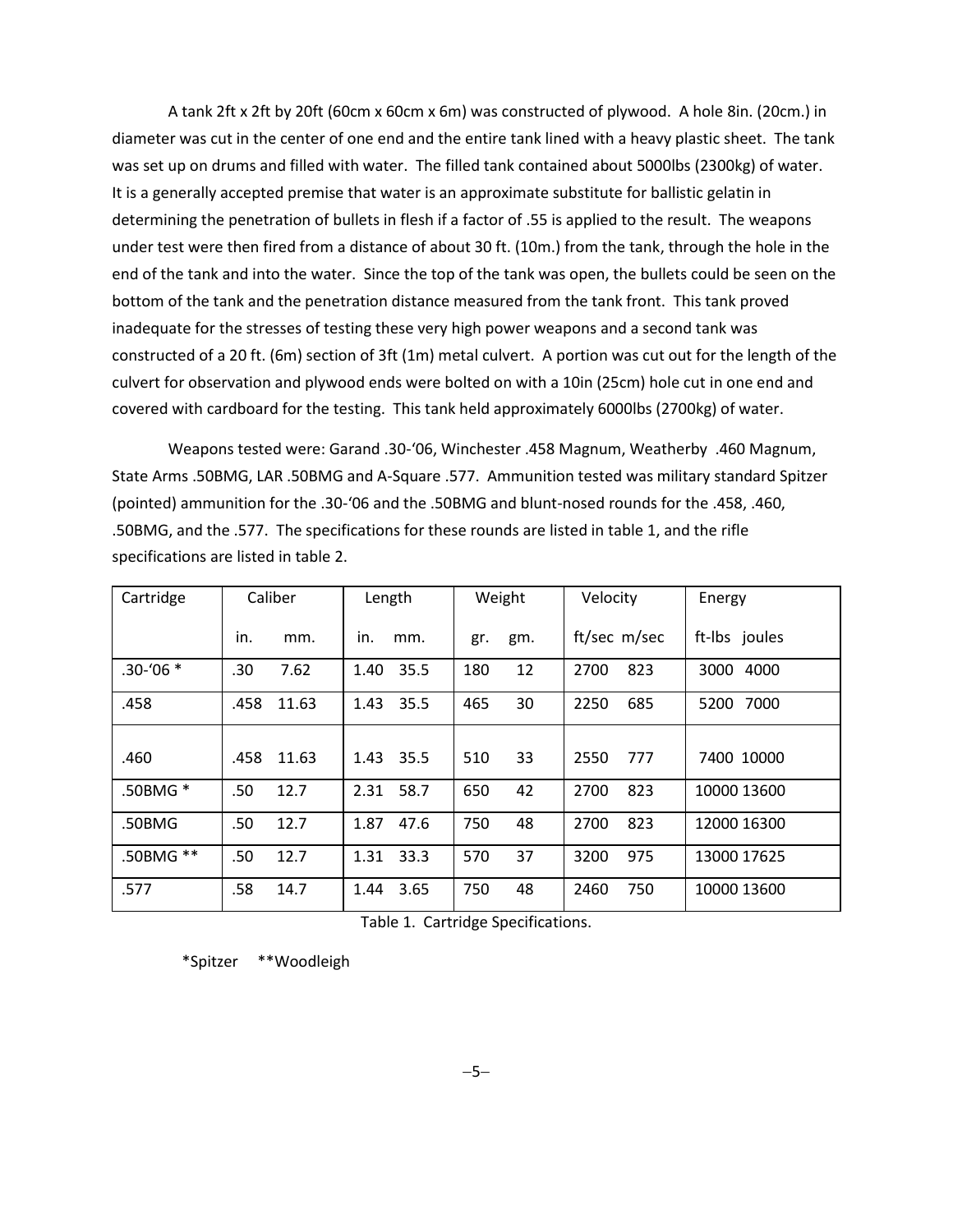A tank 2ft x 2ft by 20ft (60cm x 60cm x 6m) was constructed of plywood. A hole 8in. (20cm.) in diameter was cut in the center of one end and the entire tank lined with a heavy plastic sheet. The tank was set up on drums and filled with water. The filled tank contained about 5000lbs (2300kg) of water. It is a generally accepted premise that water is an approximate substitute for ballistic gelatin in determining the penetration of bullets in flesh if a factor of .55 is applied to the result. The weapons under test were then fired from a distance of about 30 ft. (10m.) from the tank, through the hole in the end of the tank and into the water. Since the top of the tank was open, the bullets could be seen on the bottom of the tank and the penetration distance measured from the tank front. This tank proved inadequate for the stresses of testing these very high power weapons and a second tank was constructed of a 20 ft. (6m) section of 3ft (1m) metal culvert. A portion was cut out for the length of the culvert for observation and plywood ends were bolted on with a 10in (25cm) hole cut in one end and covered with cardboard for the testing. This tank held approximately 6000lbs (2700kg) of water.

Weapons tested were: Garand .30-'06, Winchester .458 Magnum, Weatherby .460 Magnum, State Arms .50BMG, LAR .50BMG and A-Square .577. Ammunition tested was military standard Spitzer (pointed) ammunition for the .30-'06 and the .50BMG and blunt-nosed rounds for the .458, .460, .50BMG, and the .577. The specifications for these rounds are listed in table 1, and the rifle specifications are listed in table 2.

| Cartridge | Caliber | | Length | | Weight | | Velocity | | Energy | |
|---|---|---|---|---|---|---|---|---|---|---|
| | in. | mm. | in. | mm. | gr. | gm. | ft/sec | m/sec | ft-lbs | joules |
| .30-'06 * | .30 | 7.62 | 1.40 | 35.5 | 180 | 12 | 2700 | 823 | 3000 | 4000 |
| .458 | .458 | 11.63 | 1.43 | 35.5 | 465 | 30 | 2250 | 685 | 5200 | 7000 |
| .460 | .458 | 11.63 | 1.43 | 35.5 | 510 | 33 | 2550 | 777 | 7400 | 10000 |
| .50BMG * | .50 | 12.7 | 2.31 | 58.7 | 650 | 42 | 2700 | 823 | 10000 | 13600 |
| .50BMG | .50 | 12.7 | 1.87 | 47.6 | 750 | 48 | 2700 | 823 | 12000 | 16300 |
| .50BMG ** | .50 | 12.7 | 1.31 | 33.3 | 570 | 37 | 3200 | 975 | 13000 | 17625 |
| .577 | .58 | 14.7 | 1.44 | 3.65 | 750 | 48 | 2460 | 750 | 10000 | 13600 |

Table 1. Cartridge Specifications.

*Spitzer **Woodleigh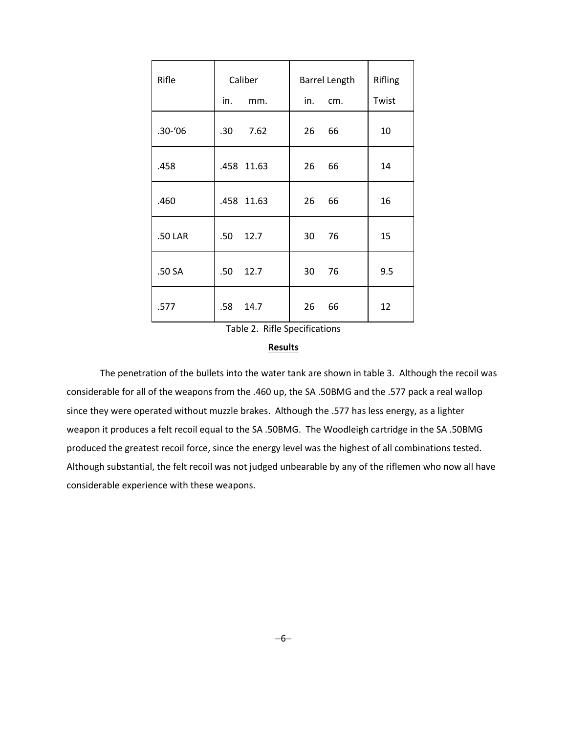| Rifle | Caliber | | Barrel Length | | Rifling |
|---|---|---|---|---|---|
| | in. | mm. | in. | cm. | Twist |
| .30-'06 | .30 | 7.62 | 26 | 66 | 10 |
| .458 | .458 | 11.63 | 26 | 66 | 14 |
| .460 | .458 | 11.63 | 26 | 66 | 16 |
| .50 LAR | .50 | 12.7 | 30 | 76 | 15 |
| .50 SA | .50 | 12.7 | 30 | 76 | 9.5 |
| .577 | .58 | 14.7 | 26 | 66 | 12 |

Table 2. Rifle Specifications

## Results

The penetration of the bullets into the water tank are shown in table 3. Although the recoil was considerable for all of the weapons from the .460 up, the SA .50BMG and the .577 pack a real wallop since they were operated without muzzle brakes. Although the .577 has less energy, as a lighter weapon it produces a felt recoil equal to the SA .50BMG. The Woodleigh cartridge in the SA .50BMG produced the greatest recoil force, since the energy level was the highest of all combinations tested. Although substantial, the felt recoil was not judged unbearable by any of the riflemen who now all have considerable experience with these weapons.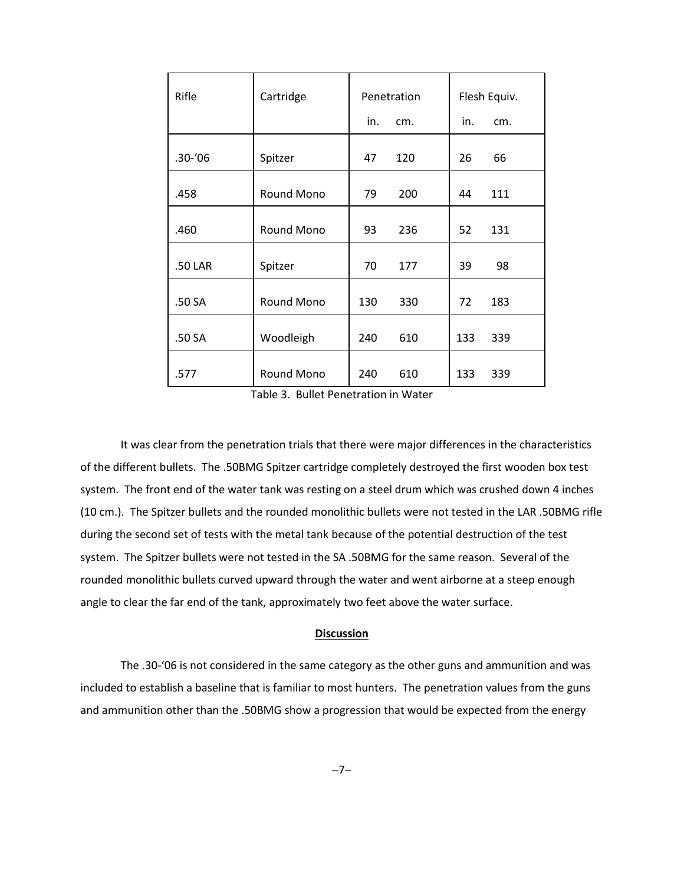| Rifle | Cartridge | Penetration | | Flesh Equiv. | |
|---|---|---|---|---|---|
| | | in. | cm. | in. | cm. |
| .30-'06 | Spitzer | 47 | 120 | 26 | 66 |
| .458 | Round Mono | 79 | 200 | 44 | 111 |
| .460 | Round Mono | 93 | 236 | 52 | 131 |
| .50 LAR | Spitzer | 70 | 177 | 39 | 98 |
| .50 SA | Round Mono | 130 | 330 | 72 | 183 |
| .50 SA | Woodleigh | 240 | 610 | 133 | 339 |
| .577 | Round Mono | 240 | 610 | 133 | 339 |

Table 3. Bullet Penetration in Water

It was clear from the penetration trials that there were major differences in the characteristics of the different bullets. The .50BMG Spitzer cartridge completely destroyed the first wooden box test system. The front end of the water tank was resting on a steel drum which was crushed down 4 inches (10 cm.). The Spitzer bullets and the rounded monolithic bullets were not tested in the LAR .50BMG rifle during the second set of tests with the metal tank because of the potential destruction of the test system. The Spitzer bullets were not tested in the SA .50BMG for the same reason. Several of the rounded monolithic bullets curved upward through the water and went airborne at a steep enough angle to clear the far end of the tank, approximately two feet above the water surface.

## Discussion

The .30-'06 is not considered in the same category as the other guns and ammunition and was included to establish a baseline that is familiar to most hunters. The penetration values from the guns and ammunition other than the .50BMG show a progression that would be expected from the energy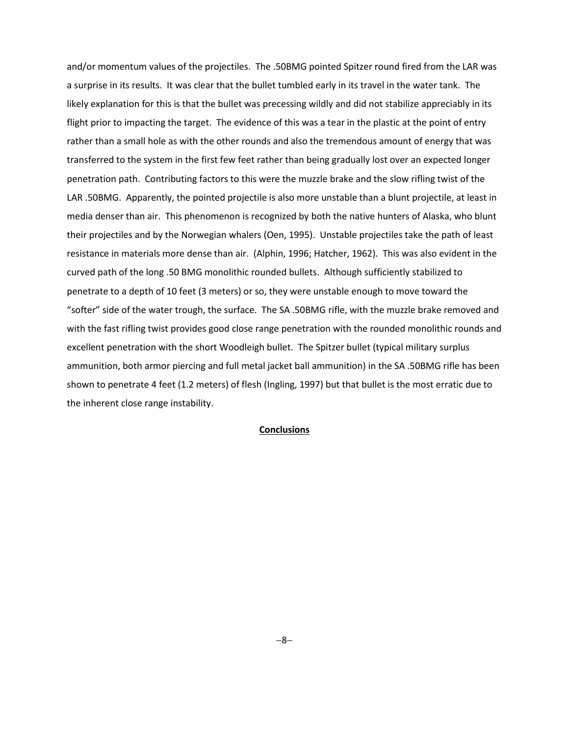and/or momentum values of the projectiles. The .50BMG pointed Spitzer round fired from the LAR was a surprise in its results. It was clear that the bullet tumbled early in its travel in the water tank. The likely explanation for this is that the bullet was precessing wildly and did not stabilize appreciably in its flight prior to impacting the target. The evidence of this was a tear in the plastic at the point of entry rather than a small hole as with the other rounds and also the tremendous amount of energy that was transferred to the system in the first few feet rather than being gradually lost over an expected longer penetration path. Contributing factors to this were the muzzle brake and the slow rifling twist of the LAR .50BMG. Apparently, the pointed projectile is also more unstable than a blunt projectile, at least in media denser than air. This phenomenon is recognized by both the native hunters of Alaska, who blunt their projectiles and by the Norwegian whalers (Oen, 1995). Unstable projectiles take the path of least resistance in materials more dense than air. (Alphin, 1996; Hatcher, 1962). This was also evident in the curved path of the long .50 BMG monolithic rounded bullets. Although sufficiently stabilized to penetrate to a depth of 10 feet (3 meters) or so, they were unstable enough to move toward the "softer" side of the water trough, the surface. The SA .50BMG rifle, with the muzzle brake removed and with the fast rifling twist provides good close range penetration with the rounded monolithic rounds and excellent penetration with the short Woodleigh bullet. The Spitzer bullet (typical military surplus ammunition, both armor piercing and full metal jacket ball ammunition) in the SA .50BMG rifle has been shown to penetrate 4 feet (1.2 meters) of flesh (Ingling, 1997) but that bullet is the most erratic due to the inherent close range instability.

## Conclusions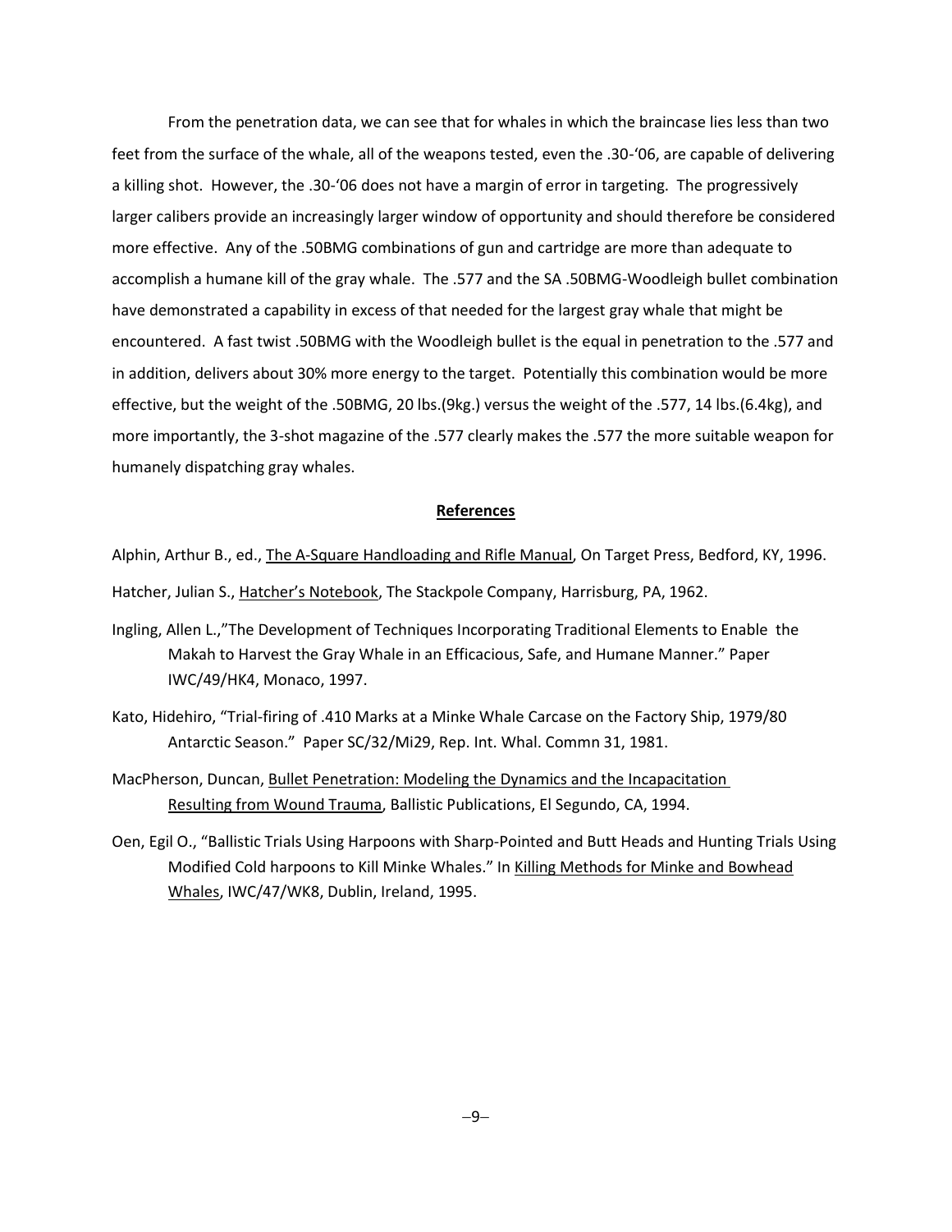From the penetration data, we can see that for whales in which the braincase lies less than two feet from the surface of the whale, all of the weapons tested, even the .30-'06, are capable of delivering a killing shot. However, the .30-'06 does not have a margin of error in targeting. The progressively larger calibers provide an increasingly larger window of opportunity and should therefore be considered more effective. Any of the .50BMG combinations of gun and cartridge are more than adequate to accomplish a humane kill of the gray whale. The .577 and the SA .50BMG-Woodleigh bullet combination have demonstrated a capability in excess of that needed for the largest gray whale that might be encountered. A fast twist .50BMG with the Woodleigh bullet is the equal in penetration to the .577 and in addition, delivers about 30% more energy to the target. Potentially this combination would be more effective, but the weight of the .50BMG, 20 lbs.(9kg.) versus the weight of the .577, 14 lbs.(6.4kg), and more importantly, the 3-shot magazine of the .577 clearly makes the .577 the more suitable weapon for humanely dispatching gray whales.

## References

Alphin, Arthur B., ed., The A-Square Handloading and Rifle Manual, On Target Press, Bedford, KY, 1996.

Hatcher, Julian S., Hatcher's Notebook, The Stackpole Company, Harrisburg, PA, 1962.

Ingling, Allen L.,"The Development of Techniques Incorporating Traditional Elements to Enable the Makah to Harvest the Gray Whale in an Efficacious, Safe, and Humane Manner." Paper IWC/49/HK4, Monaco, 1997.

Kato, Hidehiro, "Trial-firing of .410 Marks at a Minke Whale Carcase on the Factory Ship, 1979/80 Antarctic Season." Paper SC/32/Mi29, Rep. Int. Whal. Commn 31, 1981.

MacPherson, Duncan, Bullet Penetration: Modeling the Dynamics and the Incapacitation Resulting from Wound Trauma, Ballistic Publications, El Segundo, CA, 1994.

Oen, Egil O., "Ballistic Trials Using Harpoons with Sharp-Pointed and Butt Heads and Hunting Trials Using Modified Cold harpoons to Kill Minke Whales." In Killing Methods for Minke and Bowhead Whales, IWC/47/WK8, Dublin, Ireland, 1995.